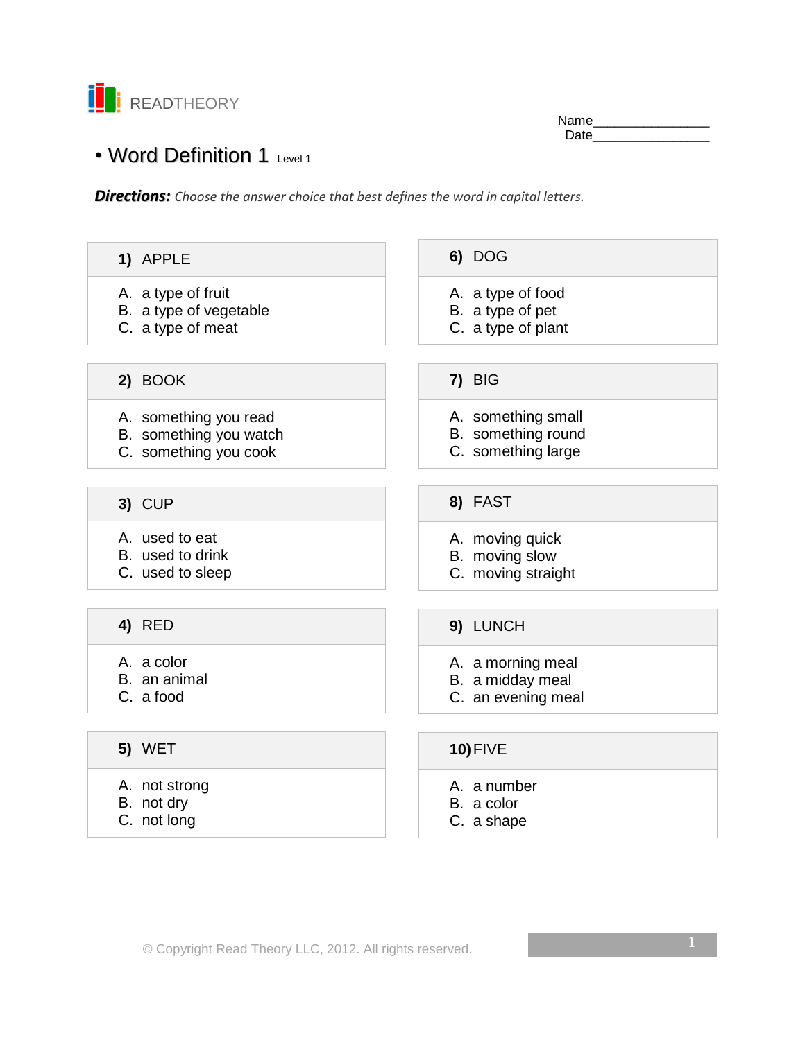READTHEORY

Name________________
Date________________

# • Word Definition 1 Level 1

***Directions:*** *Choose the answer choice that best defines the word in capital letters.*

**1)** APPLE

A. a type of fruit
B. a type of vegetable
C. a type of meat

**2)** BOOK

A. something you read
B. something you watch
C. something you cook

**3)** CUP

A. used to eat
B. used to drink
C. used to sleep

**4)** RED

A. a color
B. an animal
C. a food

**5)** WET

A. not strong
B. not dry
C. not long

**6)** DOG

A. a type of food
B. a type of pet
C. a type of plant

**7)** BIG

A. something small
B. something round
C. something large

**8)** FAST

A. moving quick
B. moving slow
C. moving straight

**9)** LUNCH

A. a morning meal
B. a midday meal
C. an evening meal

**10)** FIVE

A. a number
B. a color
C. a shape

© Copyright Read Theory LLC, 2012. All rights reserved.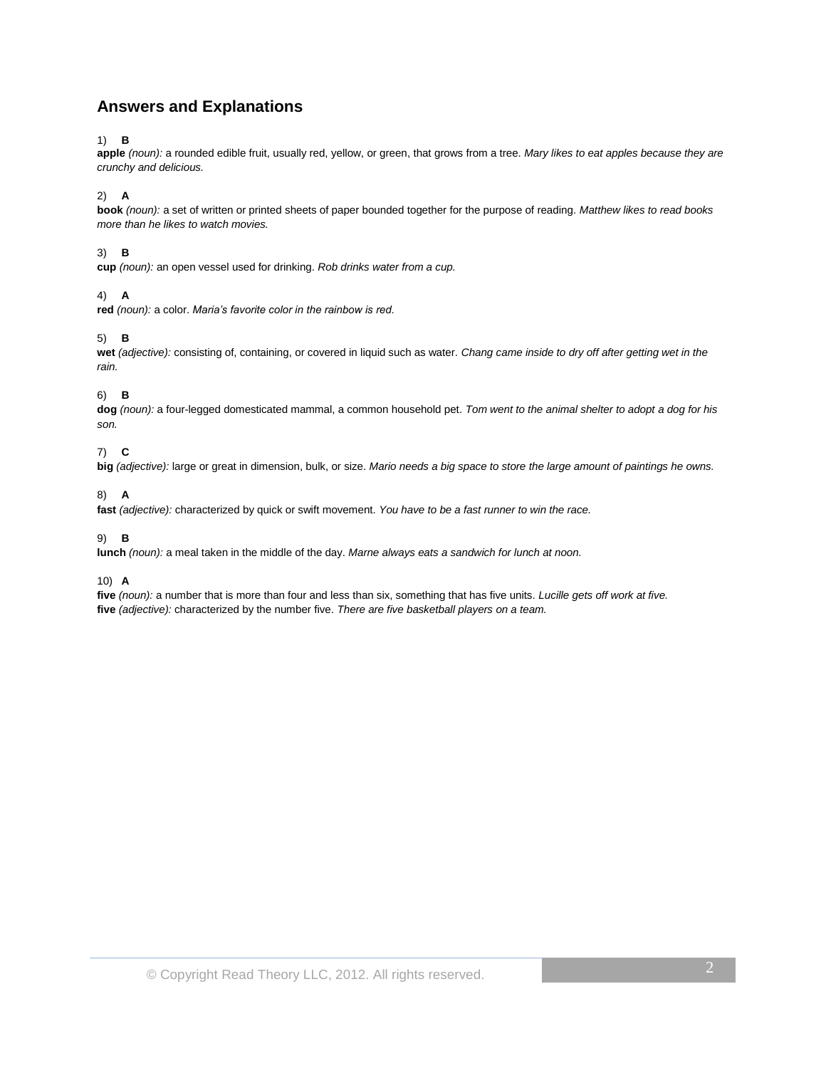## Answers and Explanations

1) **B**
**apple** *(noun):* a rounded edible fruit, usually red, yellow, or green, that grows from a tree. *Mary likes to eat apples because they are crunchy and delicious.*

2) **A**
**book** *(noun):* a set of written or printed sheets of paper bounded together for the purpose of reading. *Matthew likes to read books more than he likes to watch movies.*

3) **B**
**cup** *(noun):* an open vessel used for drinking. *Rob drinks water from a cup.*

4) **A**
**red** *(noun):* a color. *Maria's favorite color in the rainbow is red.*

5) **B**
**wet** *(adjective):* consisting of, containing, or covered in liquid such as water. *Chang came inside to dry off after getting wet in the rain.*

6) **B**
**dog** *(noun):* a four-legged domesticated mammal, a common household pet. *Tom went to the animal shelter to adopt a dog for his son.*

7) **C**
**big** *(adjective):* large or great in dimension, bulk, or size. *Mario needs a big space to store the large amount of paintings he owns.*

8) **A**
**fast** *(adjective):* characterized by quick or swift movement. *You have to be a fast runner to win the race.*

9) **B**
**lunch** *(noun):* a meal taken in the middle of the day. *Marne always eats a sandwich for lunch at noon.*

10) **A**
**five** *(noun):* a number that is more than four and less than six, something that has five units. *Lucille gets off work at five.*
**five** *(adjective):* characterized by the number five. *There are five basketball players on a team.*